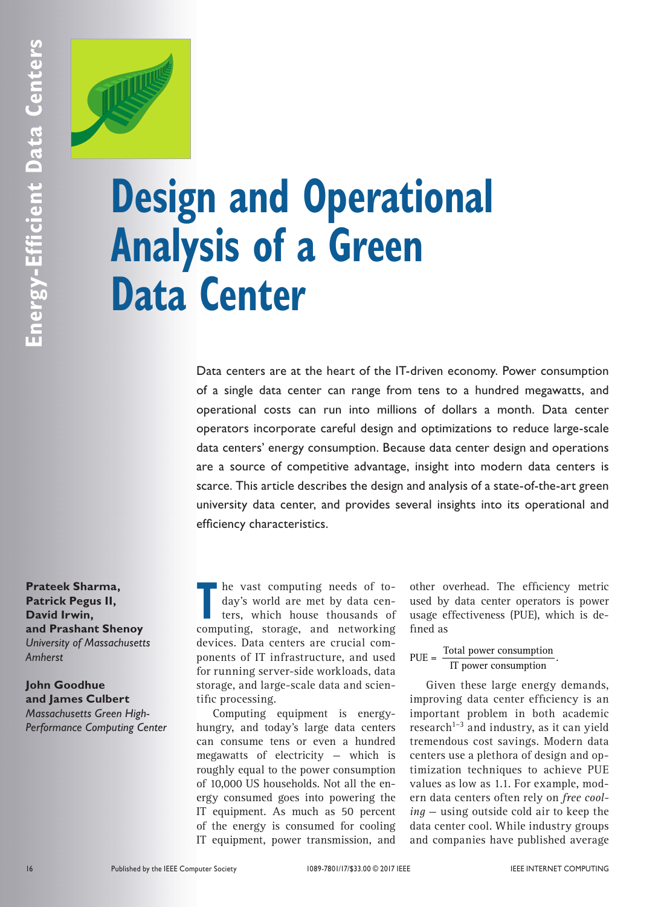# Design and Operational Analysis of a Green Data Center

Data centers are at the heart of the IT-driven economy. Power consumption of a single data center can range from tens to a hundred megawatts, and operational costs can run into millions of dollars a month. Data center operators incorporate careful design and optimizations to reduce large-scale data centers' energy consumption. Because data center design and operations are a source of competitive advantage, insight into modern data centers is scarce. This article describes the design and analysis of a state-of-the-art green university data center, and provides several insights into its operational and efficiency characteristics.

**Prateek Sharma, Patrick Pegus II, David Irwin, and Prashant Shenoy**
*University of Massachusetts Amherst*

**John Goodhue and James Culbert**
*Massachusetts Green High-Performance Computing Center*

The vast computing needs of today's world are met by data centers, which house thousands of computing, storage, and networking devices. Data centers are crucial components of IT infrastructure, and used for running server-side workloads, data storage, and large-scale data and scientific processing.

Computing equipment is energy-hungry, and today's large data centers can consume tens or even a hundred megawatts of electricity — which is roughly equal to the power consumption of 10,000 US households. Not all the energy consumed goes into powering the IT equipment. As much as 50 percent of the energy is consumed for cooling IT equipment, power transmission, and other overhead. The efficiency metric used by data center operators is power usage effectiveness (PUE), which is defined as

$$\text{PUE} = \frac{\text{Total power consumption}}{\text{IT power consumption}}.$$

Given these large energy demands, improving data center efficiency is an important problem in both academic research[1–3] and industry, as it can yield tremendous cost savings. Modern data centers use a plethora of design and optimization techniques to achieve PUE values as low as 1.1. For example, modern data centers often rely on *free cooling* — using outside cold air to keep the data center cool. While industry groups and companies have published average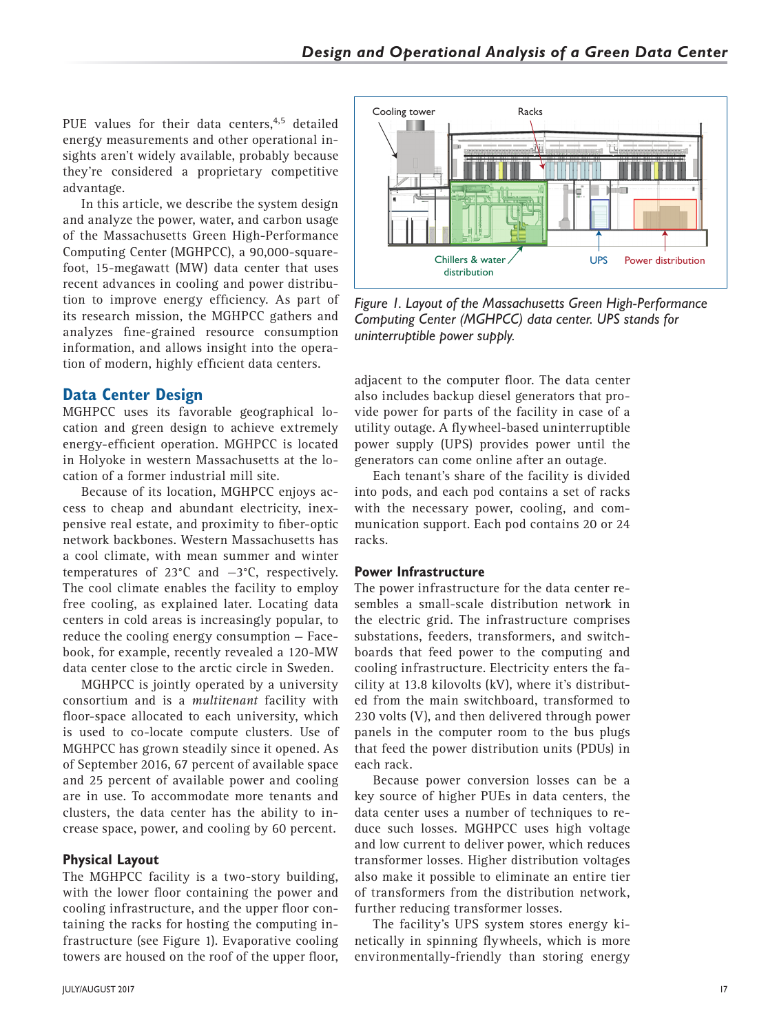PUE values for their data centers,[4,5] detailed energy measurements and other operational insights aren't widely available, probably because they're considered a proprietary competitive advantage.

In this article, we describe the system design and analyze the power, water, and carbon usage of the Massachusetts Green High-Performance Computing Center (MGHPCC), a 90,000-square-foot, 15-megawatt (MW) data center that uses recent advances in cooling and power distribution to improve energy efficiency. As part of its research mission, the MGHPCC gathers and analyzes fine-grained resource consumption information, and allows insight into the operation of modern, highly efficient data centers.

## Data Center Design

MGHPCC uses its favorable geographical location and green design to achieve extremely energy-efficient operation. MGHPCC is located in Holyoke in western Massachusetts at the location of a former industrial mill site.

Because of its location, MGHPCC enjoys access to cheap and abundant electricity, inexpensive real estate, and proximity to fiber-optic network backbones. Western Massachusetts has a cool climate, with mean summer and winter temperatures of 23°C and −3°C, respectively. The cool climate enables the facility to employ free cooling, as explained later. Locating data centers in cold areas is increasingly popular, to reduce the cooling energy consumption — Facebook, for example, recently revealed a 120-MW data center close to the arctic circle in Sweden.

MGHPCC is jointly operated by a university consortium and is a *multitenant* facility with floor-space allocated to each university, which is used to co-locate compute clusters. Use of MGHPCC has grown steadily since it opened. As of September 2016, 67 percent of available space and 25 percent of available power and cooling are in use. To accommodate more tenants and clusters, the data center has the ability to increase space, power, and cooling by 60 percent.

### Physical Layout

The MGHPCC facility is a two-story building, with the lower floor containing the power and cooling infrastructure, and the upper floor containing the racks for hosting the computing infrastructure (see Figure 1). Evaporative cooling towers are housed on the roof of the upper floor, adjacent to the computer floor. The data center also includes backup diesel generators that provide power for parts of the facility in case of a utility outage. A flywheel-based uninterruptible power supply (UPS) provides power until the generators can come online after an outage.

*Figure 1. Layout of the Massachusetts Green High-Performance Computing Center (MGHPCC) data center. UPS stands for uninterruptible power supply.*

Each tenant's share of the facility is divided into pods, and each pod contains a set of racks with the necessary power, cooling, and communication support. Each pod contains 20 or 24 racks.

### Power Infrastructure

The power infrastructure for the data center resembles a small-scale distribution network in the electric grid. The infrastructure comprises substations, feeders, transformers, and switchboards that feed power to the computing and cooling infrastructure. Electricity enters the facility at 13.8 kilovolts (kV), where it's distributed from the main switchboard, transformed to 230 volts (V), and then delivered through power panels in the computer room to the bus plugs that feed the power distribution units (PDUs) in each rack.

Because power conversion losses can be a key source of higher PUEs in data centers, the data center uses a number of techniques to reduce such losses. MGHPCC uses high voltage and low current to deliver power, which reduces transformer losses. Higher distribution voltages also make it possible to eliminate an entire tier of transformers from the distribution network, further reducing transformer losses.

The facility's UPS system stores energy kinetically in spinning flywheels, which is more environmentally-friendly than storing energy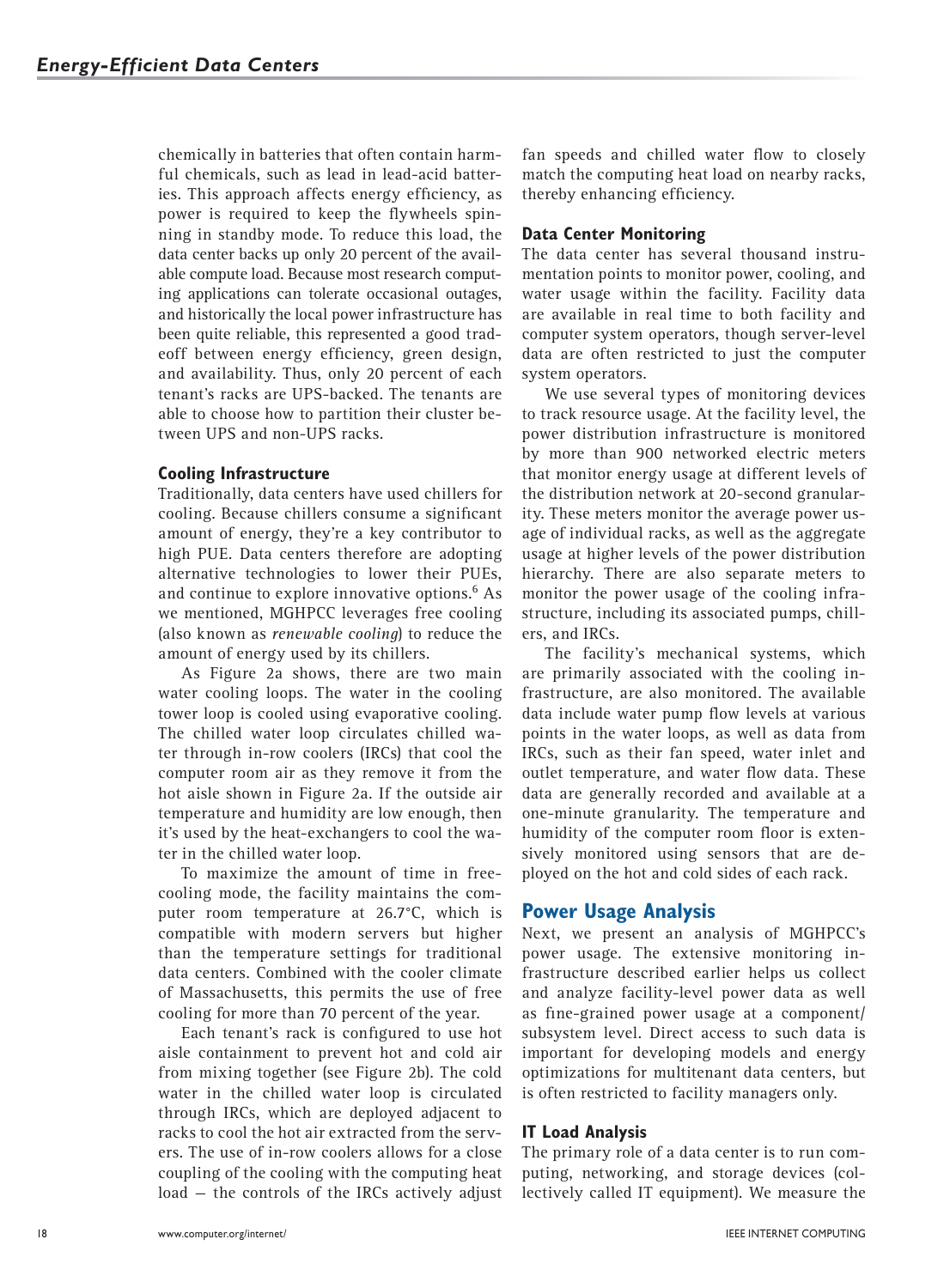chemically in batteries that often contain harmful chemicals, such as lead in lead-acid batteries. This approach affects energy efficiency, as power is required to keep the flywheels spinning in standby mode. To reduce this load, the data center backs up only 20 percent of the available compute load. Because most research computing applications can tolerate occasional outages, and historically the local power infrastructure has been quite reliable, this represented a good tradeoff between energy efficiency, green design, and availability. Thus, only 20 percent of each tenant's racks are UPS-backed. The tenants are able to choose how to partition their cluster between UPS and non-UPS racks.

### Cooling Infrastructure

Traditionally, data centers have used chillers for cooling. Because chillers consume a significant amount of energy, they're a key contributor to high PUE. Data centers therefore are adopting alternative technologies to lower their PUEs, and continue to explore innovative options.[6] As we mentioned, MGHPCC leverages free cooling (also known as *renewable cooling*) to reduce the amount of energy used by its chillers.

As Figure 2a shows, there are two main water cooling loops. The water in the cooling tower loop is cooled using evaporative cooling. The chilled water loop circulates chilled water through in-row coolers (IRCs) that cool the computer room air as they remove it from the hot aisle shown in Figure 2a. If the outside air temperature and humidity are low enough, then it's used by the heat-exchangers to cool the water in the chilled water loop.

To maximize the amount of time in free-cooling mode, the facility maintains the computer room temperature at 26.7°C, which is compatible with modern servers but higher than the temperature settings for traditional data centers. Combined with the cooler climate of Massachusetts, this permits the use of free cooling for more than 70 percent of the year.

Each tenant's rack is configured to use hot aisle containment to prevent hot and cold air from mixing together (see Figure 2b). The cold water in the chilled water loop is circulated through IRCs, which are deployed adjacent to racks to cool the hot air extracted from the servers. The use of in-row coolers allows for a close coupling of the cooling with the computing heat load — the controls of the IRCs actively adjust fan speeds and chilled water flow to closely match the computing heat load on nearby racks, thereby enhancing efficiency.

### Data Center Monitoring

The data center has several thousand instrumentation points to monitor power, cooling, and water usage within the facility. Facility data are available in real time to both facility and computer system operators, though server-level data are often restricted to just the computer system operators.

We use several types of monitoring devices to track resource usage. At the facility level, the power distribution infrastructure is monitored by more than 900 networked electric meters that monitor energy usage at different levels of the distribution network at 20-second granularity. These meters monitor the average power usage of individual racks, as well as the aggregate usage at higher levels of the power distribution hierarchy. There are also separate meters to monitor the power usage of the cooling infrastructure, including its associated pumps, chillers, and IRCs.

The facility's mechanical systems, which are primarily associated with the cooling infrastructure, are also monitored. The available data include water pump flow levels at various points in the water loops, as well as data from IRCs, such as their fan speed, water inlet and outlet temperature, and water flow data. These data are generally recorded and available at a one-minute granularity. The temperature and humidity of the computer room floor is extensively monitored using sensors that are deployed on the hot and cold sides of each rack.

## Power Usage Analysis

Next, we present an analysis of MGHPCC's power usage. The extensive monitoring infrastructure described earlier helps us collect and analyze facility-level power data as well as fine-grained power usage at a component/subsystem level. Direct access to such data is important for developing models and energy optimizations for multitenant data centers, but is often restricted to facility managers only.

### IT Load Analysis

The primary role of a data center is to run computing, networking, and storage devices (collectively called IT equipment). We measure the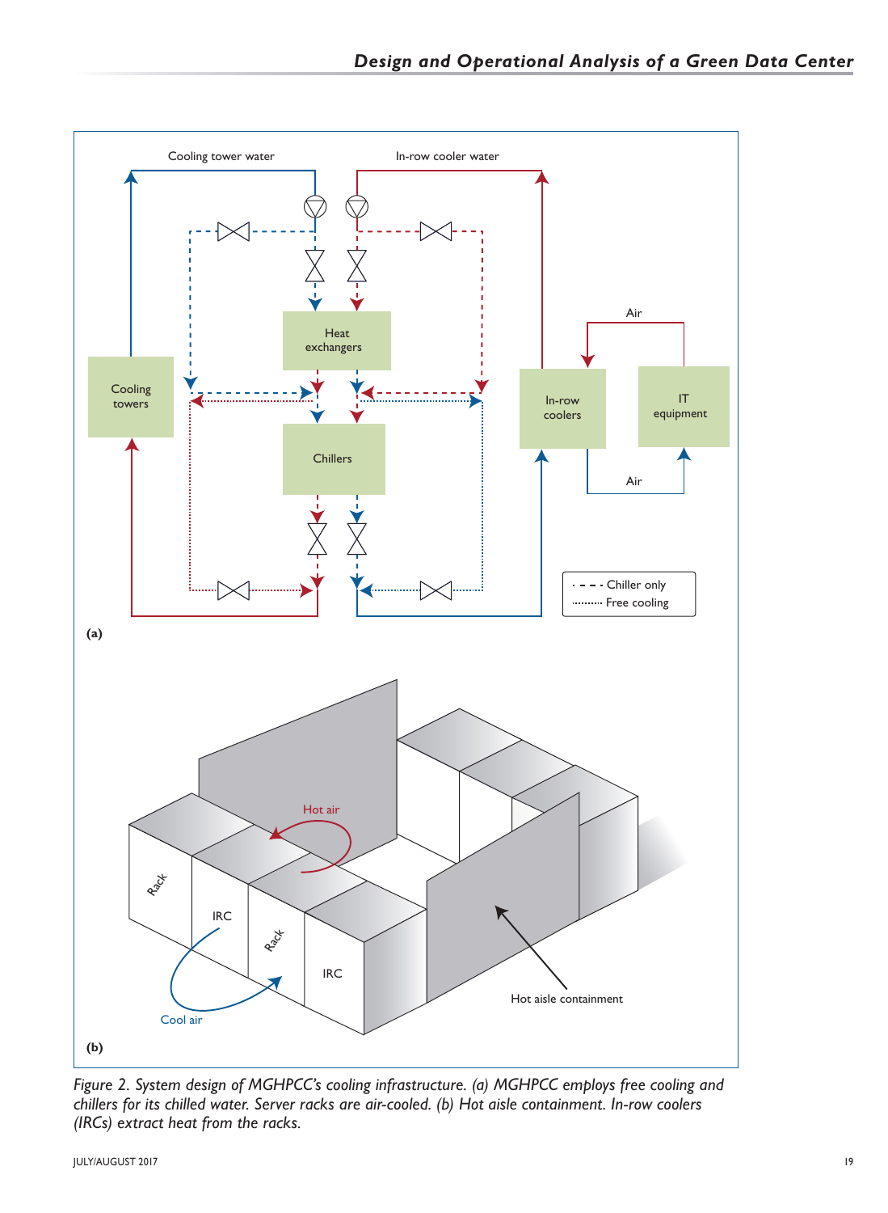Figure 2. System design of MGHPCC's cooling infrastructure. (a) MGHPCC employs free cooling and chillers for its chilled water. Server racks are air-cooled. (b) Hot aisle containment. In-row coolers (IRCs) extract heat from the racks.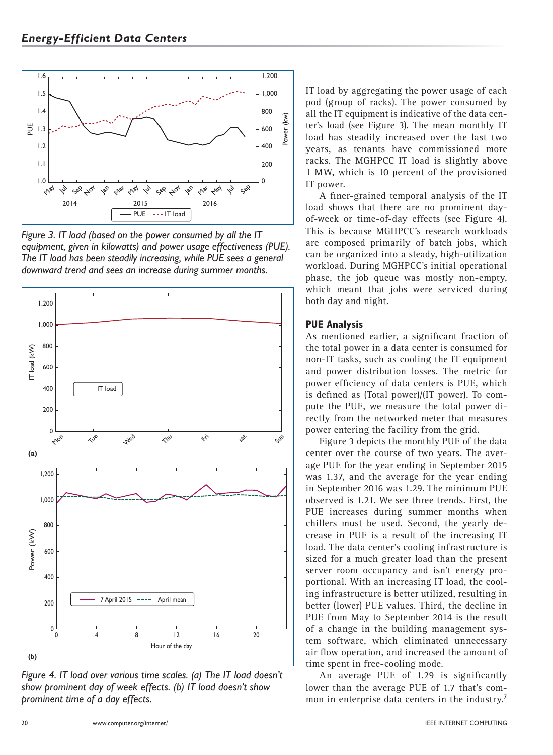Figure 3. IT load (based on the power consumed by all the IT equipment, given in kilowatts) and power usage effectiveness (PUE). The IT load has been steadily increasing, while PUE sees a general downward trend and sees an increase during summer months.

Figure 4. IT load over various time scales. (a) The IT load doesn't show prominent day of week effects. (b) IT load doesn't show prominent time of a day effects.

IT load by aggregating the power usage of each pod (group of racks). The power consumed by all the IT equipment is indicative of the data center's load (see Figure 3). The mean monthly IT load has steadily increased over the last two years, as tenants have commissioned more racks. The MGHPCC IT load is slightly above 1 MW, which is 10 percent of the provisioned IT power.

A finer-grained temporal analysis of the IT load shows that there are no prominent day-of-week or time-of-day effects (see Figure 4). This is because MGHPCC's research workloads are composed primarily of batch jobs, which can be organized into a steady, high-utilization workload. During MGHPCC's initial operational phase, the job queue was mostly non-empty, which meant that jobs were serviced during both day and night.

## PUE Analysis

As mentioned earlier, a significant fraction of the total power in a data center is consumed for non-IT tasks, such as cooling the IT equipment and power distribution losses. The metric for power efficiency of data centers is PUE, which is defined as (Total power)/(IT power). To compute the PUE, we measure the total power directly from the networked meter that measures power entering the facility from the grid.

Figure 3 depicts the monthly PUE of the data center over the course of two years. The average PUE for the year ending in September 2015 was 1.37, and the average for the year ending in September 2016 was 1.29. The minimum PUE observed is 1.21. We see three trends. First, the PUE increases during summer months when chillers must be used. Second, the yearly decrease in PUE is a result of the increasing IT load. The data center's cooling infrastructure is sized for a much greater load than the present server room occupancy and isn't energy proportional. With an increasing IT load, the cooling infrastructure is better utilized, resulting in better (lower) PUE values. Third, the decline in PUE from May to September 2014 is the result of a change in the building management system software, which eliminated unnecessary air flow operation, and increased the amount of time spent in free-cooling mode.

An average PUE of 1.29 is significantly lower than the average PUE of 1.7 that's common in enterprise data centers in the industry.[7]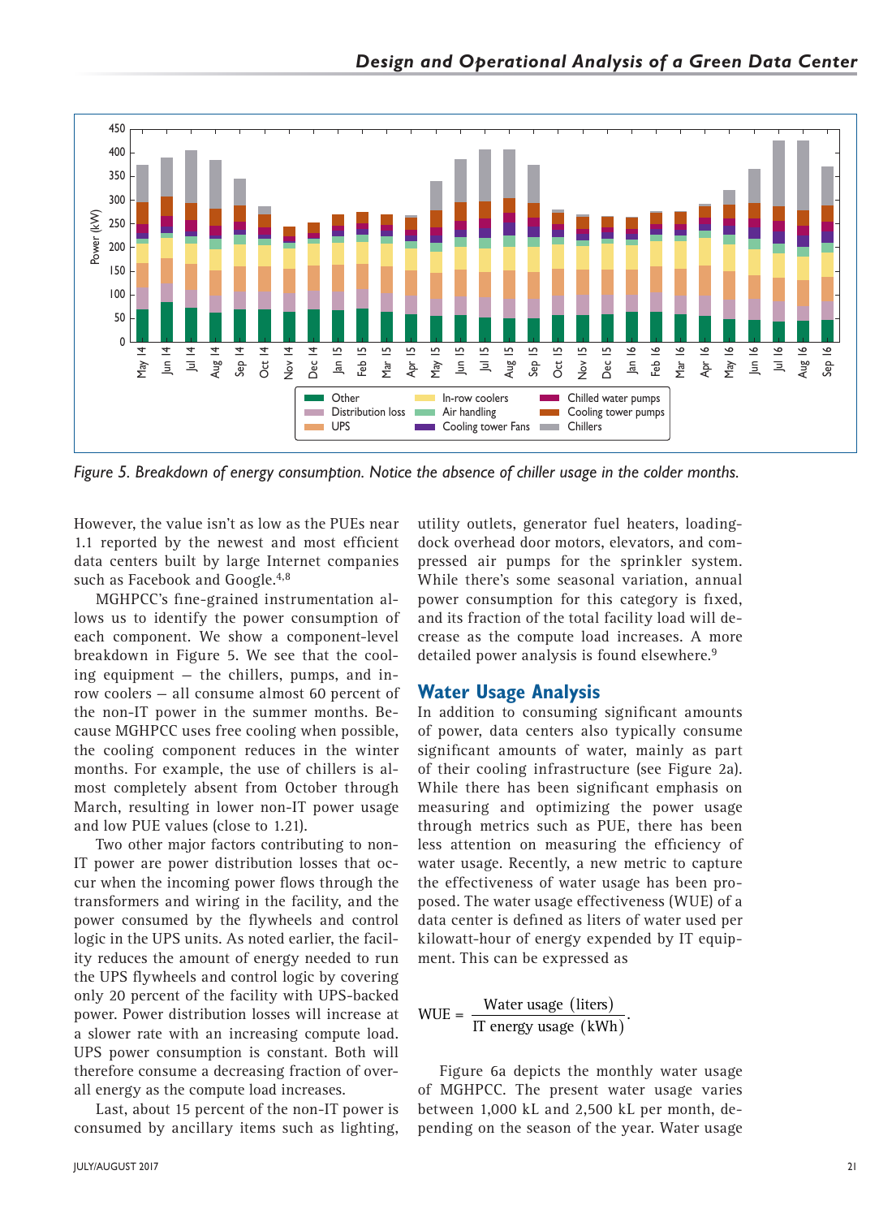Figure 5. Breakdown of energy consumption. Notice the absence of chiller usage in the colder months.

However, the value isn't as low as the PUEs near 1.1 reported by the newest and most efficient data centers built by large Internet companies such as Facebook and Google.[4,8]

MGHPCC's fine-grained instrumentation allows us to identify the power consumption of each component. We show a component-level breakdown in Figure 5. We see that the cooling equipment — the chillers, pumps, and in-row coolers — all consume almost 60 percent of the non-IT power in the summer months. Because MGHPCC uses free cooling when possible, the cooling component reduces in the winter months. For example, the use of chillers is almost completely absent from October through March, resulting in lower non-IT power usage and low PUE values (close to 1.21).

Two other major factors contributing to non-IT power are power distribution losses that occur when the incoming power flows through the transformers and wiring in the facility, and the power consumed by the flywheels and control logic in the UPS units. As noted earlier, the facility reduces the amount of energy needed to run the UPS flywheels and control logic by covering only 20 percent of the facility with UPS-backed power. Power distribution losses will increase at a slower rate with an increasing compute load. UPS power consumption is constant. Both will therefore consume a decreasing fraction of overall energy as the compute load increases.

Last, about 15 percent of the non-IT power is consumed by ancillary items such as lighting, utility outlets, generator fuel heaters, loading-dock overhead door motors, elevators, and compressed air pumps for the sprinkler system. While there's some seasonal variation, annual power consumption for this category is fixed, and its fraction of the total facility load will decrease as the compute load increases. A more detailed power analysis is found elsewhere.[9]

## Water Usage Analysis

In addition to consuming significant amounts of power, data centers also typically consume significant amounts of water, mainly as part of their cooling infrastructure (see Figure 2a). While there has been significant emphasis on measuring and optimizing the power usage through metrics such as PUE, there has been less attention on measuring the efficiency of water usage. Recently, a new metric to capture the effectiveness of water usage has been proposed. The water usage effectiveness (WUE) of a data center is defined as liters of water used per kilowatt-hour of energy expended by IT equipment. This can be expressed as

$$\text{WUE} = \frac{\text{Water usage (liters)}}{\text{IT energy usage (kWh)}}.$$

Figure 6a depicts the monthly water usage of MGHPCC. The present water usage varies between 1,000 kL and 2,500 kL per month, depending on the season of the year. Water usage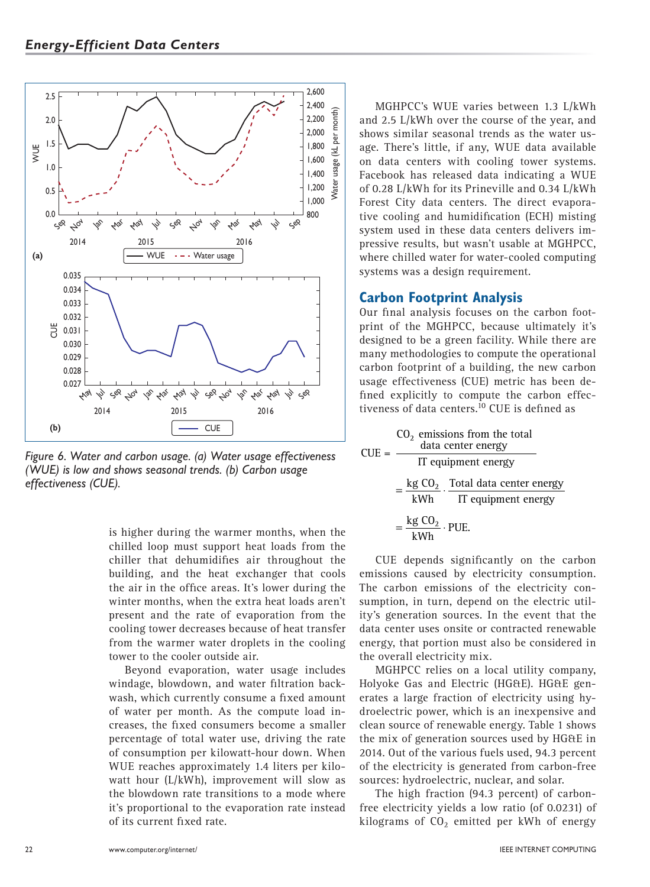Figure 6. Water and carbon usage. (a) Water usage effectiveness (WUE) is low and shows seasonal trends. (b) Carbon usage effectiveness (CUE).

is higher during the warmer months, when the chilled loop must support heat loads from the chiller that dehumidifies air throughout the building, and the heat exchanger that cools the air in the office areas. It's lower during the winter months, when the extra heat loads aren't present and the rate of evaporation from the cooling tower decreases because of heat transfer from the warmer water droplets in the cooling tower to the cooler outside air.

Beyond evaporation, water usage includes windage, blowdown, and water filtration backwash, which currently consume a fixed amount of water per month. As the compute load increases, the fixed consumers become a smaller percentage of total water use, driving the rate of consumption per kilowatt-hour down. When WUE reaches approximately 1.4 liters per kilowatt hour (L/kWh), improvement will slow as the blowdown rate transitions to a mode where it's proportional to the evaporation rate instead of its current fixed rate.

MGHPCC's WUE varies between 1.3 L/kWh and 2.5 L/kWh over the course of the year, and shows similar seasonal trends as the water usage. There's little, if any, WUE data available on data centers with cooling tower systems. Facebook has released data indicating a WUE of 0.28 L/kWh for its Prineville and 0.34 L/kWh Forest City data centers. The direct evaporative cooling and humidification (ECH) misting system used in these data centers delivers impressive results, but wasn't usable at MGHPCC, where chilled water for water-cooled computing systems was a design requirement.

## Carbon Footprint Analysis

Our final analysis focuses on the carbon footprint of the MGHPCC, because ultimately it's designed to be a green facility. While there are many methodologies to compute the operational carbon footprint of a building, the new carbon usage effectiveness (CUE) metric has been defined explicitly to compute the carbon effectiveness of data centers.[10] CUE is defined as

$$\text{CUE} = \frac{\begin{array}{c}CO_2 \text{ emissions from the total} \\ \text{data center energy}\end{array}}{\text{IT equipment energy}}$$

$$= \frac{\text{kg } CO_2}{\text{kWh}} \cdot \frac{\text{Total data center energy}}{\text{IT equipment energy}}$$

$$= \frac{\text{kg } CO_2}{\text{kWh}} \cdot \text{PUE}.$$

CUE depends significantly on the carbon emissions caused by electricity consumption. The carbon emissions of the electricity consumption, in turn, depend on the electric utility's generation sources. In the event that the data center uses onsite or contracted renewable energy, that portion must also be considered in the overall electricity mix.

MGHPCC relies on a local utility company, Holyoke Gas and Electric (HG&E). HG&E generates a large fraction of electricity using hydroelectric power, which is an inexpensive and clean source of renewable energy. Table 1 shows the mix of generation sources used by HG&E in 2014. Out of the various fuels used, 94.3 percent of the electricity is generated from carbon-free sources: hydroelectric, nuclear, and solar.

The high fraction (94.3 percent) of carbon-free electricity yields a low ratio (of 0.0231) of kilograms of $CO_2$ emitted per kWh of energy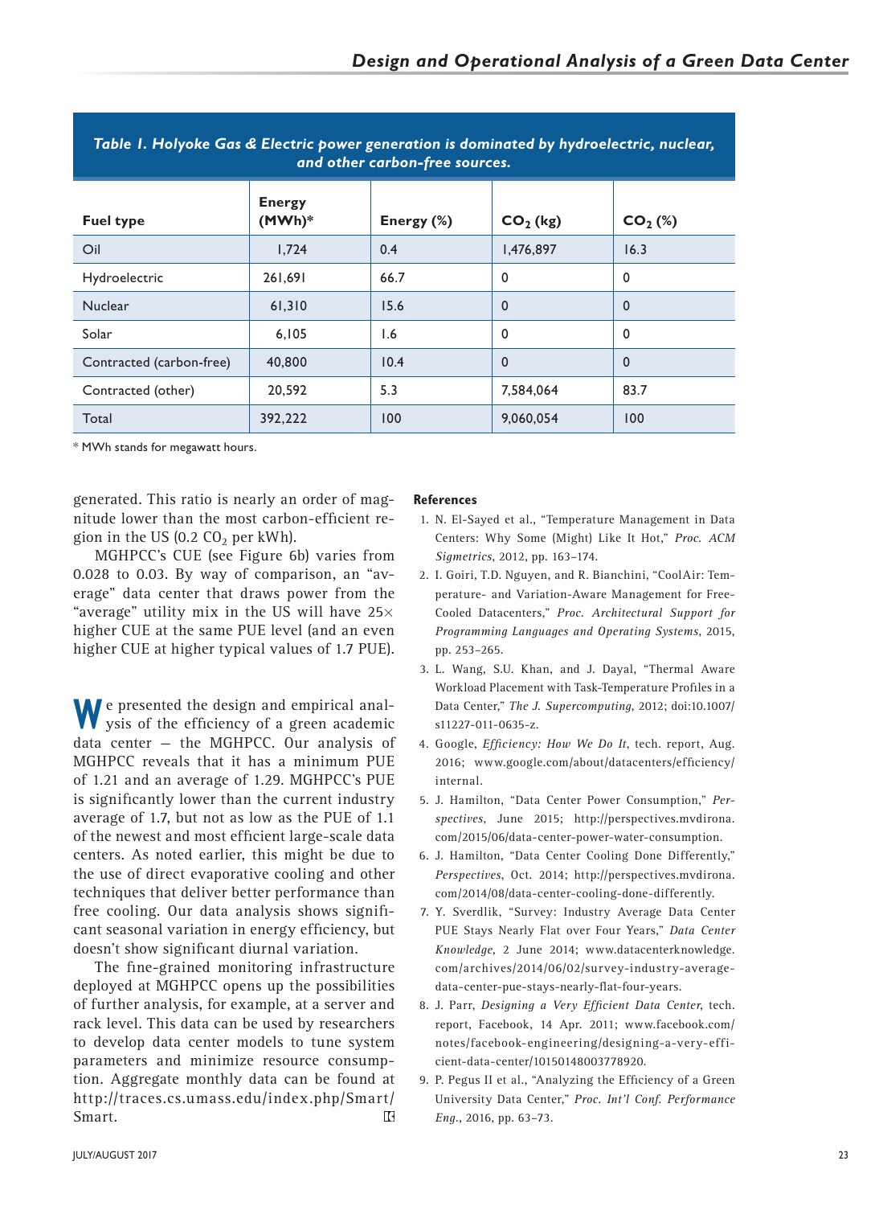*Table 1. Holyoke Gas & Electric power generation is dominated by hydroelectric, nuclear, and other carbon-free sources.*

| Fuel type | Energy (MWh)* | Energy (%) | $CO_2$ (kg) | $CO_2$ (%) |
|---|---|---|---|---|
| Oil | 1,724 | 0.4 | 1,476,897 | 16.3 |
| Hydroelectric | 261,691 | 66.7 | 0 | 0 |
| Nuclear | 61,310 | 15.6 | 0 | 0 |
| Solar | 6,105 | 1.6 | 0 | 0 |
| Contracted (carbon-free) | 40,800 | 10.4 | 0 | 0 |
| Contracted (other) | 20,592 | 5.3 | 7,584,064 | 83.7 |
| Total | 392,222 | 100 | 9,060,054 | 100 |

* MWh stands for megawatt hours.

generated. This ratio is nearly an order of magnitude lower than the most carbon-efficient region in the US (0.2 $CO_2$ per kWh).

MGHPCC's CUE (see Figure 6b) varies from 0.028 to 0.03. By way of comparison, an "average" data center that draws power from the "average" utility mix in the US will have 25× higher CUE at the same PUE level (and an even higher CUE at higher typical values of 1.7 PUE).

We presented the design and empirical analysis of the efficiency of a green academic data center — the MGHPCC. Our analysis of MGHPCC reveals that it has a minimum PUE of 1.21 and an average of 1.29. MGHPCC's PUE is significantly lower than the current industry average of 1.7, but not as low as the PUE of 1.1 of the newest and most efficient large-scale data centers. As noted earlier, this might be due to the use of direct evaporative cooling and other techniques that deliver better performance than free cooling. Our data analysis shows significant seasonal variation in energy efficiency, but doesn't show significant diurnal variation.

The fine-grained monitoring infrastructure deployed at MGHPCC opens up the possibilities of further analysis, for example, at a server and rack level. This data can be used by researchers to develop data center models to tune system parameters and minimize resource consumption. Aggregate monthly data can be found at http://traces.cs.umass.edu/index.php/Smart/Smart.

**References**

1. N. El-Sayed et al., "Temperature Management in Data Centers: Why Some (Might) Like It Hot," *Proc. ACM Sigmetrics*, 2012, pp. 163–174.
2. I. Goiri, T.D. Nguyen, and R. Bianchini, "CoolAir: Temperature- and Variation-Aware Management for Free-Cooled Datacenters," *Proc. Architectural Support for Programming Languages and Operating Systems*, 2015, pp. 253–265.
3. L. Wang, S.U. Khan, and J. Dayal, "Thermal Aware Workload Placement with Task-Temperature Profiles in a Data Center," *The J. Supercomputing*, 2012; doi:10.1007/s11227-011-0635-z.
4. Google, *Efficiency: How We Do It*, tech. report, Aug. 2016; www.google.com/about/datacenters/efficiency/internal.
5. J. Hamilton, "Data Center Power Consumption," *Perspectives*, June 2015; http://perspectives.mvdirona.com/2015/06/data-center-power-water-consumption.
6. J. Hamilton, "Data Center Cooling Done Differently," *Perspectives*, Oct. 2014; http://perspectives.mvdirona.com/2014/08/data-center-cooling-done-differently.
7. Y. Sverdlik, "Survey: Industry Average Data Center PUE Stays Nearly Flat over Four Years," *Data Center Knowledge*, 2 June 2014; www.datacenterknowledge.com/archives/2014/06/02/survey-industry-average-data-center-pue-stays-nearly-flat-four-years.
8. J. Parr, *Designing a Very Efficient Data Center*, tech. report, Facebook, 14 Apr. 2011; www.facebook.com/notes/facebook-engineering/designing-a-very-efficient-data-center/10150148003778920.
9. P. Pegus II et al., "Analyzing the Efficiency of a Green University Data Center," *Proc. Int'l Conf. Performance Eng.*, 2016, pp. 63–73.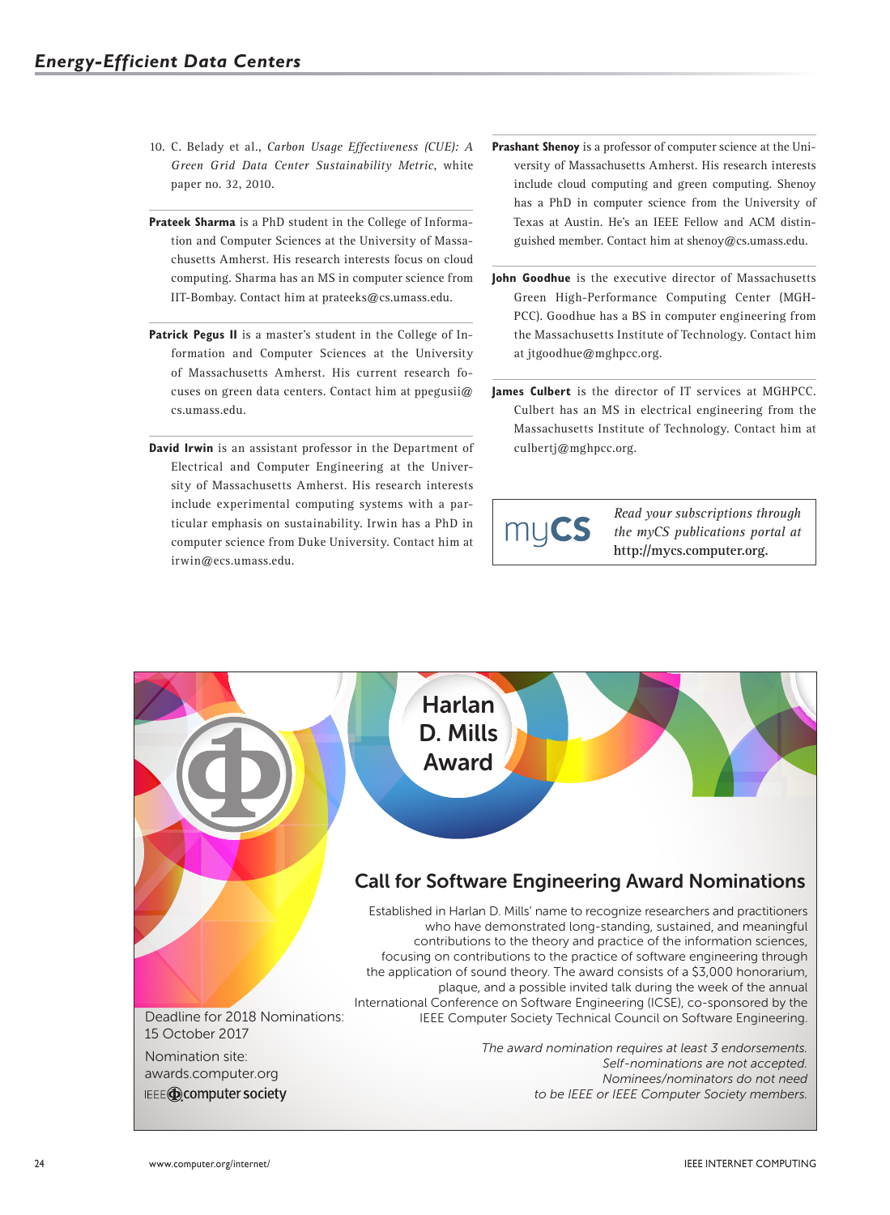10. C. Belady et al., *Carbon Usage Effectiveness (CUE): A Green Grid Data Center Sustainability Metric*, white paper no. 32, 2010.

**Prateek Sharma** is a PhD student in the College of Information and Computer Sciences at the University of Massachusetts Amherst. His research interests focus on cloud computing. Sharma has an MS in computer science from IIT-Bombay. Contact him at prateeks@cs.umass.edu.

**Patrick Pegus II** is a master's student in the College of Information and Computer Sciences at the University of Massachusetts Amherst. His current research focuses on green data centers. Contact him at ppegusii@cs.umass.edu.

**David Irwin** is an assistant professor in the Department of Electrical and Computer Engineering at the University of Massachusetts Amherst. His research interests include experimental computing systems with a particular emphasis on sustainability. Irwin has a PhD in computer science from Duke University. Contact him at irwin@ecs.umass.edu.

**Prashant Shenoy** is a professor of computer science at the University of Massachusetts Amherst. His research interests include cloud computing and green computing. Shenoy has a PhD in computer science from the University of Texas at Austin. He's an IEEE Fellow and ACM distinguished member. Contact him at shenoy@cs.umass.edu.

**John Goodhue** is the executive director of Massachusetts Green High-Performance Computing Center (MGHPCC). Goodhue has a BS in computer engineering from the Massachusetts Institute of Technology. Contact him at jtgoodhue@mghpcc.org.

**James Culbert** is the director of IT services at MGHPCC. Culbert has an MS in electrical engineering from the Massachusetts Institute of Technology. Contact him at culbertj@mghpcc.org.

myCS *Read your subscriptions through the myCS publications portal at* **http://mycs.computer.org.**

# Harlan D. Mills Award

## Call for Software Engineering Award Nominations

Established in Harlan D. Mills' name to recognize researchers and practitioners who have demonstrated long-standing, sustained, and meaningful contributions to the theory and practice of the information sciences, focusing on contributions to the practice of software engineering through the application of sound theory. The award consists of a $3,000 honorarium, plaque, and a possible invited talk during the week of the annual International Conference on Software Engineering (ICSE), co-sponsored by the IEEE Computer Society Technical Council on Software Engineering.

*The award nomination requires at least 3 endorsements. Self-nominations are not accepted. Nominees/nominators do not need to be IEEE or IEEE Computer Society members.*

Deadline for 2018 Nominations: 15 October 2017

Nomination site: awards.computer.org

IEEE computer society